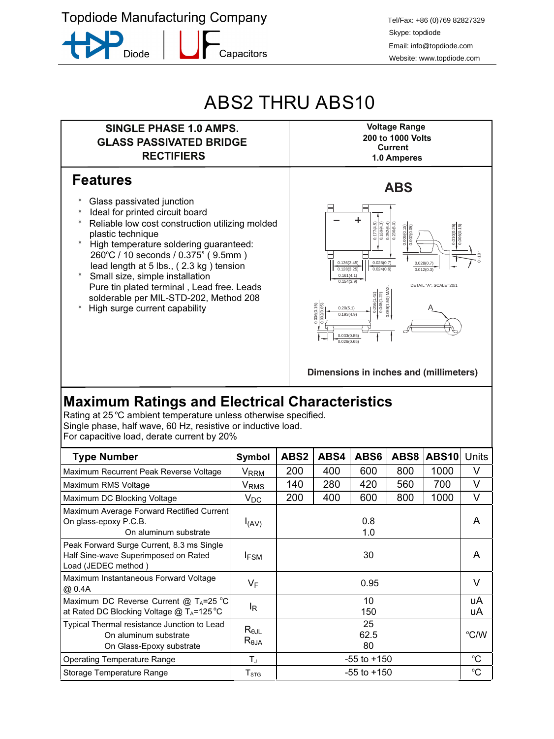Topdiode Manufacturing Company

Diode | Capacitors

Tel/Fax: +86 (0)769 82827329
Skype: topdiode
Email: info@topdiode.com
Website: www.topdiode.com

# ABS2 THRU ABS10

| SINGLE PHASE 1.0 AMPS. GLASS PASSIVATED BRIDGE RECTIFIERS | Voltage Range 200 to 1000 Volts Current 1.0 Amperes |
|---|---|

## Features

- Glass passivated junction
- Ideal for printed circuit board
- Reliable low cost construction utilizing molded plastic technique
- High temperature soldering guaranteed: 260°C / 10 seconds / 0.375" ( 9.5mm ) lead length at 5 lbs., ( 2.3 kg ) tension
- Small size, simple installation Pure tin plated terminal , Lead free. Leads solderable per MIL-STD-202, Method 208
- High surge current capability

**ABS**

Dimensions in inches and (millimeters)

## Maximum Ratings and Electrical Characteristics

Rating at 25 °C ambient temperature unless otherwise specified.
Single phase, half wave, 60 Hz, resistive or inductive load.
For capacitive load, derate current by 20%

| Type Number | Symbol | ABS2 | ABS4 | ABS6 | ABS8 | ABS10 | Units |
|---|---|---|---|---|---|---|---|
| Maximum Recurrent Peak Reverse Voltage | $V_{RRM}$ | 200 | 400 | 600 | 800 | 1000 | V |
| Maximum RMS Voltage | $V_{RMS}$ | 140 | 280 | 420 | 560 | 700 | V |
| Maximum DC Blocking Voltage | $V_{DC}$ | 200 | 400 | 600 | 800 | 1000 | V |
| Maximum Average Forward Rectified Current On glass-epoxy P.C.B. On aluminum substrate | $I_{(AV)}$ | 0.8<br>1.0 | | | | | A |
| Peak Forward Surge Current, 8.3 ms Single Half Sine-wave Superimposed on Rated Load (JEDEC method ) | $I_{FSM}$ | 30 | | | | | A |
| Maximum Instantaneous Forward Voltage @ 0.4A | $V_F$ | 0.95 | | | | | V |
| Maximum DC Reverse Current @ $T_A$=25 °C at Rated DC Blocking Voltage @ $T_A$=125 °C | $I_R$ | 10<br>150 | | | | | uA<br>uA |
| Typical Thermal resistance Junction to Lead On aluminum substrate On Glass-Epoxy substrate | $R_{\theta JL}$<br>$R_{\theta JA}$ | 25<br>62.5<br>80 | | | | | °C/W |
| Operating Temperature Range | $T_J$ | -55 to +150 | | | | | °C |
| Storage Temperature Range | $T_{STG}$ | -55 to +150 | | | | | °C |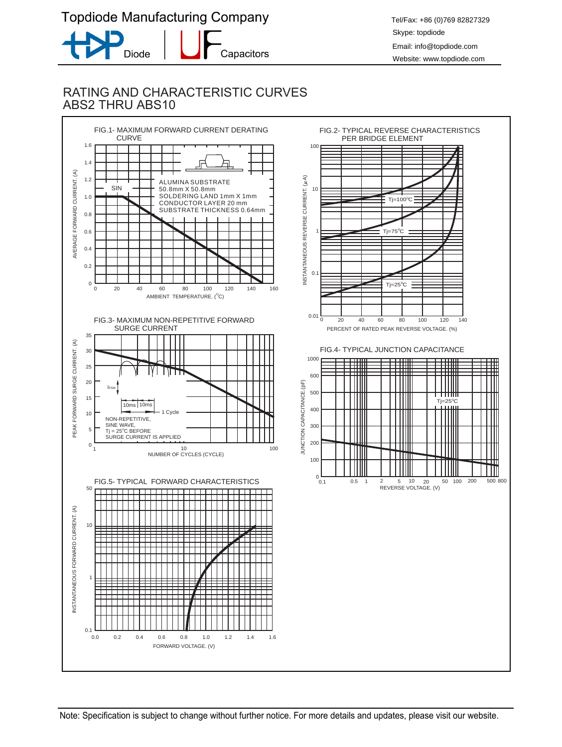# RATING AND CHARACTERISTIC CURVES
# ABS2 THRU ABS10

FIG.1- MAXIMUM FORWARD CURRENT DERATING CURVE

AVERAGE FORWARD CURRENT. (A)

1.6
1.4
1.2
1.0
0.8
0.6
0.4
0.2
0

SIN

ALUMINA SUBSTRATE
50.8mm X 50.8mm
SOLDERING LAND 1mm X 1mm
CONDUCTOR LAYER 20 mm
SUBSTRATE THICKNESS 0.64mm

0 20 40 60 80 100 120 140 160

AMBIENT TEMPERATURE. (°C)

FIG.2- TYPICAL REVERSE CHARACTERISTICS PER BRIDGE ELEMENT

INSTANTANEOUS REVERSE CURRENT. (μA)

100
10
1
0.1
0.01

Tj=100°C
Tj=75°C
Tj=25°C

0 20 40 60 80 100 120 140

PERCENT OF RATED PEAK REVERSE VOLTAGE. (%)

FIG.3- MAXIMUM NON-REPETITIVE FORWARD SURGE CURRENT

PEAK FORWARD SURGE CURRENT. (A)

35
30
25
20
15
10
5
0

$I_{FSM}$

10ms | 10ms

1 Cycle

NON-REPETITIVE,
SINE WAVE,
Tj = 25°C BEFORE
SURGE CURRENT IS APPLIED

1 10 100

NUMBER OF CYCLES (CYCLE)

FIG.4- TYPICAL JUNCTION CAPACITANCE

JUNCTION CAPACITANCE.(pF)

1000
600
500
400
300
200
100
0

Tj=25°C

0.1 0.5 1 2 5 10 20 50 100 200 500 800

REVERSE VOLTAGE. (V)

FIG.5- TYPICAL FORWARD CHARACTERISTICS

INSTANTANEOUS FORWARD CURRENT. (A)

50
10
1
0.1

0.0 0.2 0.4 0.6 0.8 1.0 1.2 1.4 1.6

FORWARD VOLTAGE. (V)

Note: Specification is subject to change without further notice. For more details and updates, please visit our website.